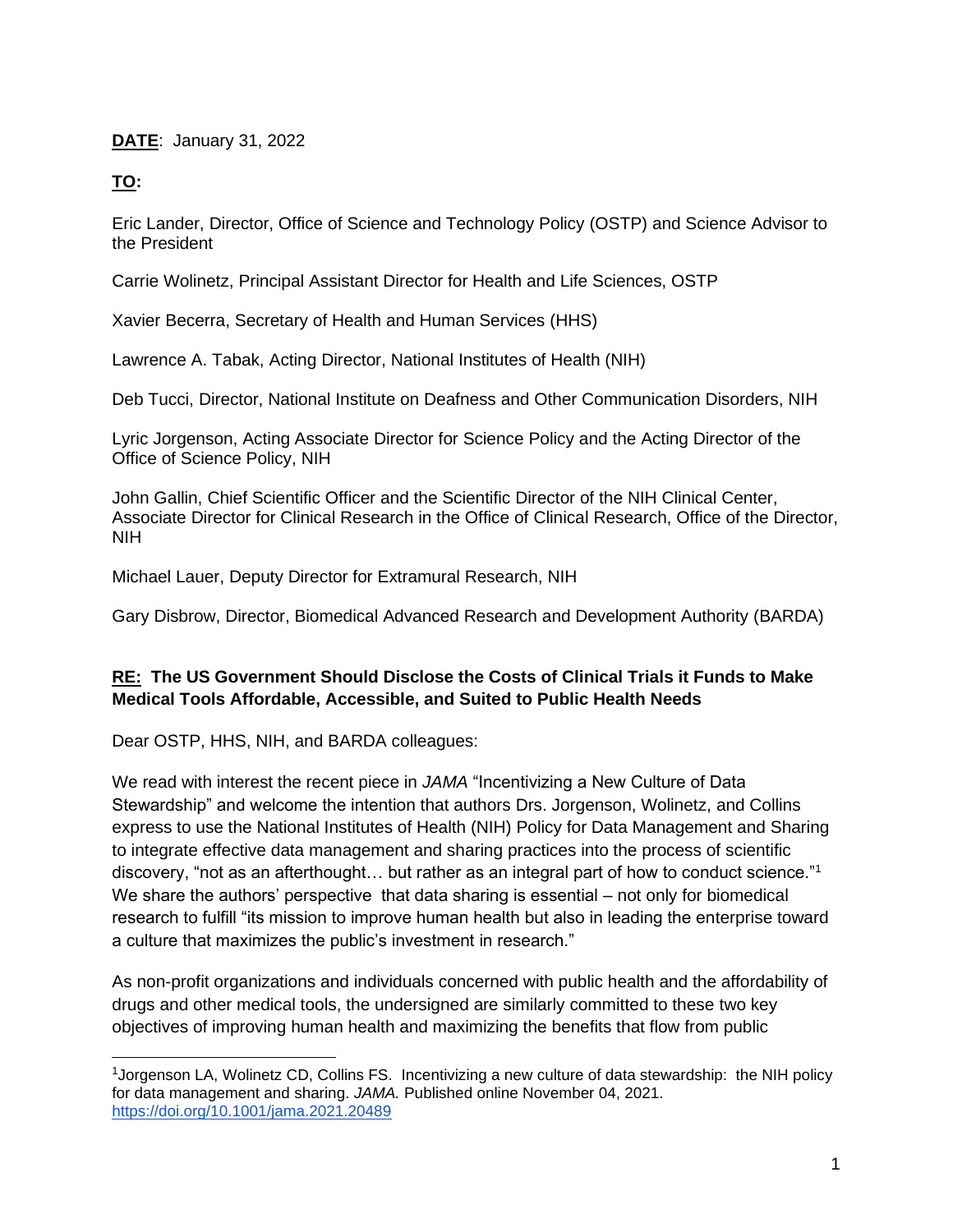**DATE**: January 31, 2022

**TO:**

Eric Lander, Director, Office of Science and Technology Policy (OSTP) and Science Advisor to the President

Carrie Wolinetz, Principal Assistant Director for Health and Life Sciences, OSTP

Xavier Becerra, Secretary of Health and Human Services (HHS)

Lawrence A. Tabak, Acting Director, National Institutes of Health (NIH)

Deb Tucci, Director, National Institute on Deafness and Other Communication Disorders, NIH

Lyric Jorgenson, Acting Associate Director for Science Policy and the Acting Director of the Office of Science Policy, NIH

John Gallin, Chief Scientific Officer and the Scientific Director of the NIH Clinical Center, Associate Director for Clinical Research in the Office of Clinical Research, Office of the Director, NIH

Michael Lauer, Deputy Director for Extramural Research, NIH

Gary Disbrow, Director, Biomedical Advanced Research and Development Authority (BARDA)

**RE: The US Government Should Disclose the Costs of Clinical Trials it Funds to Make Medical Tools Affordable, Accessible, and Suited to Public Health Needs**

Dear OSTP, HHS, NIH, and BARDA colleagues:

We read with interest the recent piece in *JAMA* "Incentivizing a New Culture of Data Stewardship" and welcome the intention that authors Drs. Jorgenson, Wolinetz, and Collins express to use the National Institutes of Health (NIH) Policy for Data Management and Sharing to integrate effective data management and sharing practices into the process of scientific discovery, "not as an afterthought… but rather as an integral part of how to conduct science."[1] We share the authors' perspective that data sharing is essential – not only for biomedical research to fulfill "its mission to improve human health but also in leading the enterprise toward a culture that maximizes the public's investment in research."

As non-profit organizations and individuals concerned with public health and the affordability of drugs and other medical tools, the undersigned are similarly committed to these two key objectives of improving human health and maximizing the benefits that flow from public

[1] Jorgenson LA, Wolinetz CD, Collins FS. Incentivizing a new culture of data stewardship: the NIH policy for data management and sharing. *JAMA.* Published online November 04, 2021. https://doi.org/10.1001/jama.2021.20489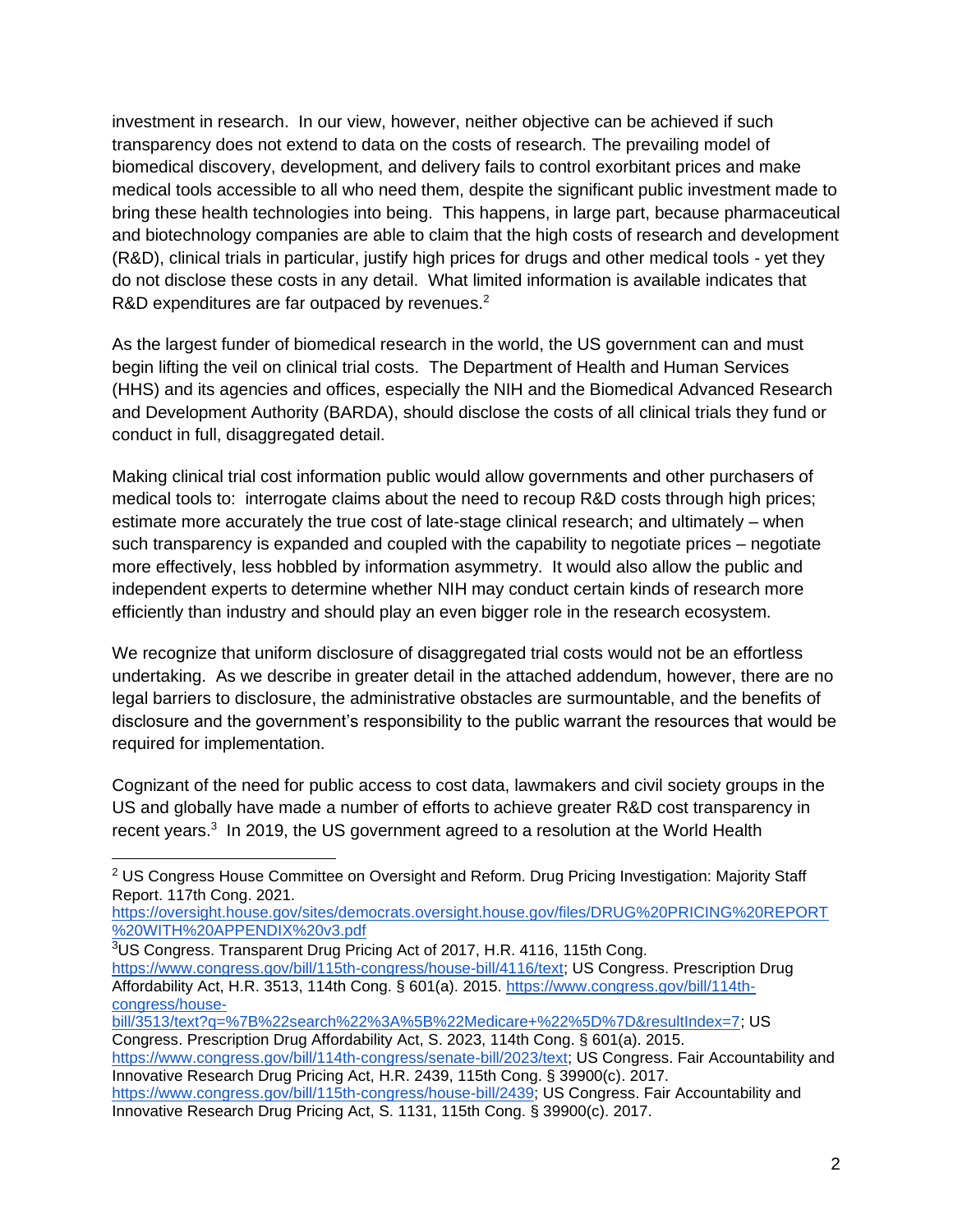investment in research. In our view, however, neither objective can be achieved if such transparency does not extend to data on the costs of research. The prevailing model of biomedical discovery, development, and delivery fails to control exorbitant prices and make medical tools accessible to all who need them, despite the significant public investment made to bring these health technologies into being. This happens, in large part, because pharmaceutical and biotechnology companies are able to claim that the high costs of research and development (R&D), clinical trials in particular, justify high prices for drugs and other medical tools - yet they do not disclose these costs in any detail. What limited information is available indicates that R&D expenditures are far outpaced by revenues.[2]

As the largest funder of biomedical research in the world, the US government can and must begin lifting the veil on clinical trial costs. The Department of Health and Human Services (HHS) and its agencies and offices, especially the NIH and the Biomedical Advanced Research and Development Authority (BARDA), should disclose the costs of all clinical trials they fund or conduct in full, disaggregated detail.

Making clinical trial cost information public would allow governments and other purchasers of medical tools to: interrogate claims about the need to recoup R&D costs through high prices; estimate more accurately the true cost of late-stage clinical research; and ultimately – when such transparency is expanded and coupled with the capability to negotiate prices – negotiate more effectively, less hobbled by information asymmetry. It would also allow the public and independent experts to determine whether NIH may conduct certain kinds of research more efficiently than industry and should play an even bigger role in the research ecosystem.

We recognize that uniform disclosure of disaggregated trial costs would not be an effortless undertaking. As we describe in greater detail in the attached addendum, however, there are no legal barriers to disclosure, the administrative obstacles are surmountable, and the benefits of disclosure and the government's responsibility to the public warrant the resources that would be required for implementation.

Cognizant of the need for public access to cost data, lawmakers and civil society groups in the US and globally have made a number of efforts to achieve greater R&D cost transparency in recent years.[3] In 2019, the US government agreed to a resolution at the World Health

---

[2] US Congress House Committee on Oversight and Reform. Drug Pricing Investigation: Majority Staff Report. 117th Cong. 2021. https://oversight.house.gov/sites/democrats.oversight.house.gov/files/DRUG%20PRICING%20REPORT%20WITH%20APPENDIX%20v3.pdf

[3] US Congress. Transparent Drug Pricing Act of 2017, H.R. 4116, 115th Cong. https://www.congress.gov/bill/115th-congress/house-bill/4116/text; US Congress. Prescription Drug Affordability Act, H.R. 3513, 114th Cong. § 601(a). 2015. https://www.congress.gov/bill/114th-congress/house-bill/3513/text?q=%7B%22search%22%3A%5B%22Medicare+%22%5D%7D&resultIndex=7; US Congress. Prescription Drug Affordability Act, S. 2023, 114th Cong. § 601(a). 2015. https://www.congress.gov/bill/114th-congress/senate-bill/2023/text; US Congress. Fair Accountability and Innovative Research Drug Pricing Act, H.R. 2439, 115th Cong. § 39900(c). 2017. https://www.congress.gov/bill/115th-congress/house-bill/2439; US Congress. Fair Accountability and Innovative Research Drug Pricing Act, S. 1131, 115th Cong. § 39900(c). 2017.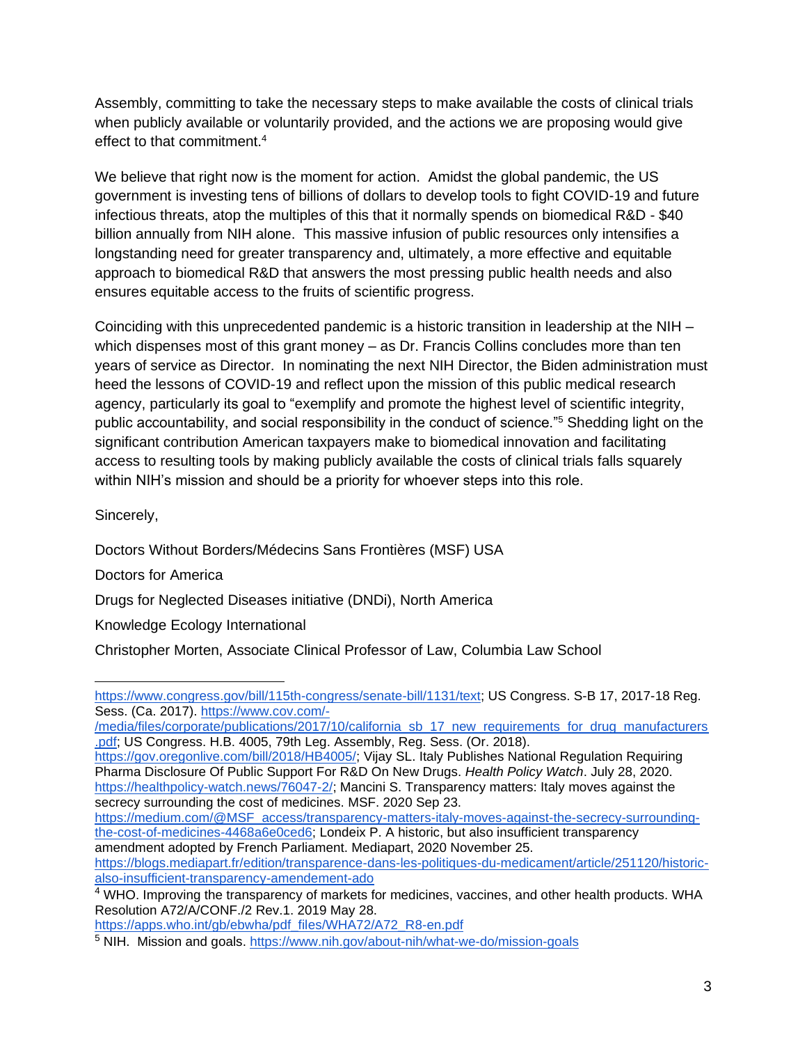Assembly, committing to take the necessary steps to make available the costs of clinical trials when publicly available or voluntarily provided, and the actions we are proposing would give effect to that commitment.[4]

We believe that right now is the moment for action. Amidst the global pandemic, the US government is investing tens of billions of dollars to develop tools to fight COVID-19 and future infectious threats, atop the multiples of this that it normally spends on biomedical R&D - $40 billion annually from NIH alone. This massive infusion of public resources only intensifies a longstanding need for greater transparency and, ultimately, a more effective and equitable approach to biomedical R&D that answers the most pressing public health needs and also ensures equitable access to the fruits of scientific progress.

Coinciding with this unprecedented pandemic is a historic transition in leadership at the NIH – which dispenses most of this grant money – as Dr. Francis Collins concludes more than ten years of service as Director. In nominating the next NIH Director, the Biden administration must heed the lessons of COVID-19 and reflect upon the mission of this public medical research agency, particularly its goal to "exemplify and promote the highest level of scientific integrity, public accountability, and social responsibility in the conduct of science."[5] Shedding light on the significant contribution American taxpayers make to biomedical innovation and facilitating access to resulting tools by making publicly available the costs of clinical trials falls squarely within NIH's mission and should be a priority for whoever steps into this role.

Sincerely,

Doctors Without Borders/Médecins Sans Frontières (MSF) USA

Doctors for America

Drugs for Neglected Diseases initiative (DNDi), North America

Knowledge Ecology International

Christopher Morten, Associate Clinical Professor of Law, Columbia Law School

---

https://www.congress.gov/bill/115th-congress/senate-bill/1131/text; US Congress. S-B 17, 2017-18 Reg. Sess. (Ca. 2017). https://www.cov.com/-/media/files/corporate/publications/2017/10/california_sb_17_new_requirements_for_drug_manufacturers.pdf; US Congress. H.B. 4005, 79th Leg. Assembly, Reg. Sess. (Or. 2018). https://gov.oregonlive.com/bill/2018/HB4005/; Vijay SL. Italy Publishes National Regulation Requiring Pharma Disclosure Of Public Support For R&D On New Drugs. *Health Policy Watch*. July 28, 2020. https://healthpolicy-watch.news/76047-2/; Mancini S. Transparency matters: Italy moves against the secrecy surrounding the cost of medicines. MSF. 2020 Sep 23. https://medium.com/@MSF_access/transparency-matters-italy-moves-against-the-secrecy-surrounding-the-cost-of-medicines-4468a6e0ced6; Londeix P. A historic, but also insufficient transparency amendment adopted by French Parliament. Mediapart, 2020 November 25. https://blogs.mediapart.fr/edition/transparence-dans-les-politiques-du-medicament/article/251120/historic-also-insufficient-transparency-amendement-ado

[4] WHO. Improving the transparency of markets for medicines, vaccines, and other health products. WHA Resolution A72/A/CONF./2 Rev.1. 2019 May 28. https://apps.who.int/gb/ebwha/pdf_files/WHA72/A72_R8-en.pdf

[5] NIH. Mission and goals. https://www.nih.gov/about-nih/what-we-do/mission-goals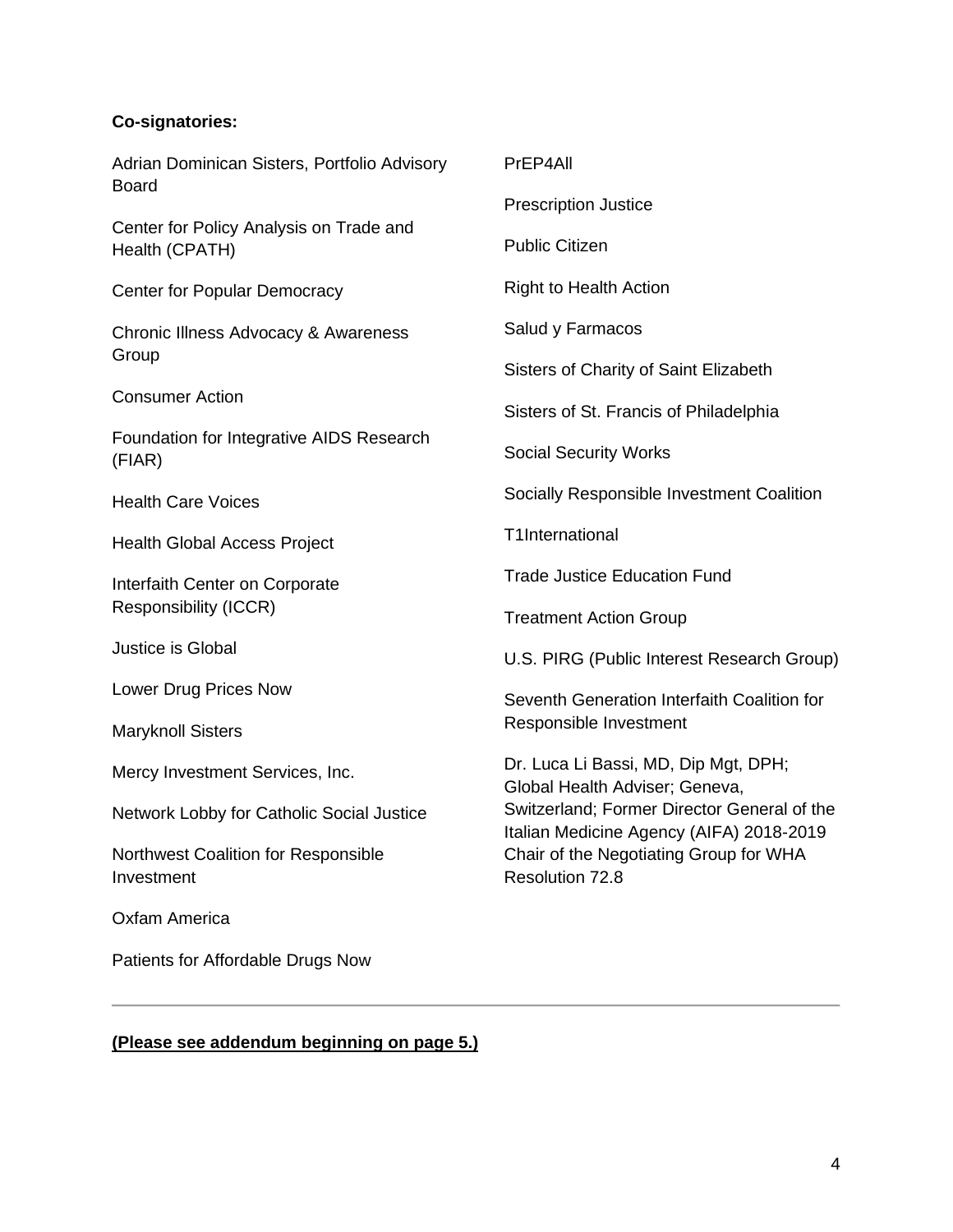**Co-signatories:**

Adrian Dominican Sisters, Portfolio Advisory Board

Center for Policy Analysis on Trade and Health (CPATH)

Center for Popular Democracy

Chronic Illness Advocacy & Awareness Group

Consumer Action

Foundation for Integrative AIDS Research (FIAR)

Health Care Voices

Health Global Access Project

Interfaith Center on Corporate Responsibility (ICCR)

Justice is Global

Lower Drug Prices Now

Maryknoll Sisters

Mercy Investment Services, Inc.

Network Lobby for Catholic Social Justice

Northwest Coalition for Responsible Investment

Oxfam America

Patients for Affordable Drugs Now

PrEP4All

Prescription Justice

Public Citizen

Right to Health Action

Salud y Farmacos

Sisters of Charity of Saint Elizabeth

Sisters of St. Francis of Philadelphia

Social Security Works

Socially Responsible Investment Coalition

T1International

Trade Justice Education Fund

Treatment Action Group

U.S. PIRG (Public Interest Research Group)

Seventh Generation Interfaith Coalition for Responsible Investment

Dr. Luca Li Bassi, MD, Dip Mgt, DPH; Global Health Adviser; Geneva, Switzerland; Former Director General of the Italian Medicine Agency (AIFA) 2018-2019 Chair of the Negotiating Group for WHA Resolution 72.8

---

**(Please see addendum beginning on page 5.)**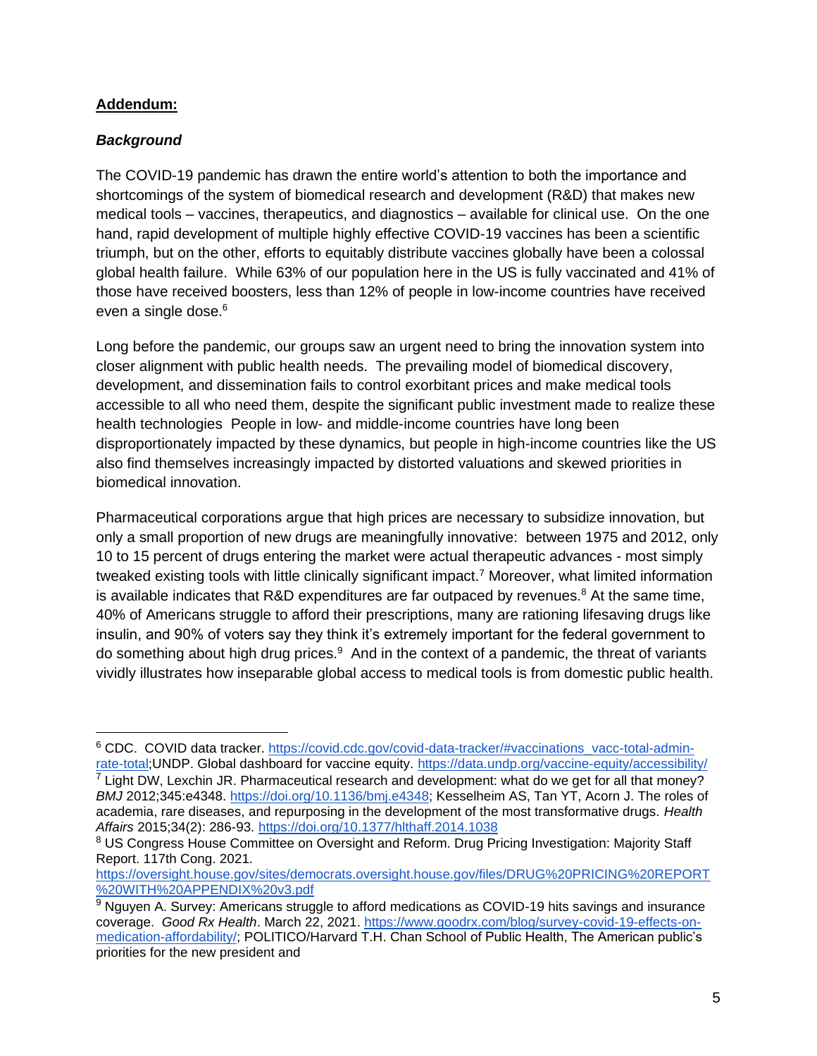**Addendum:**

***Background***

The COVID-19 pandemic has drawn the entire world's attention to both the importance and shortcomings of the system of biomedical research and development (R&D) that makes new medical tools – vaccines, therapeutics, and diagnostics – available for clinical use. On the one hand, rapid development of multiple highly effective COVID-19 vaccines has been a scientific triumph, but on the other, efforts to equitably distribute vaccines globally have been a colossal global health failure. While 63% of our population here in the US is fully vaccinated and 41% of those have received boosters, less than 12% of people in low-income countries have received even a single dose.[6]

Long before the pandemic, our groups saw an urgent need to bring the innovation system into closer alignment with public health needs. The prevailing model of biomedical discovery, development, and dissemination fails to control exorbitant prices and make medical tools accessible to all who need them, despite the significant public investment made to realize these health technologies People in low- and middle-income countries have long been disproportionately impacted by these dynamics, but people in high-income countries like the US also find themselves increasingly impacted by distorted valuations and skewed priorities in biomedical innovation.

Pharmaceutical corporations argue that high prices are necessary to subsidize innovation, but only a small proportion of new drugs are meaningfully innovative: between 1975 and 2012, only 10 to 15 percent of drugs entering the market were actual therapeutic advances - most simply tweaked existing tools with little clinically significant impact.[7] Moreover, what limited information is available indicates that R&D expenditures are far outpaced by revenues.[8] At the same time, 40% of Americans struggle to afford their prescriptions, many are rationing lifesaving drugs like insulin, and 90% of voters say they think it's extremely important for the federal government to do something about high drug prices.[9] And in the context of a pandemic, the threat of variants vividly illustrates how inseparable global access to medical tools is from domestic public health.

---

[6] CDC. COVID data tracker. https://covid.cdc.gov/covid-data-tracker/#vaccinations_vacc-total-admin-rate-total;UNDP. Global dashboard for vaccine equity. https://data.undp.org/vaccine-equity/accessibility/

[7] Light DW, Lexchin JR. Pharmaceutical research and development: what do we get for all that money? *BMJ* 2012;345:e4348. https://doi.org/10.1136/bmj.e4348; Kesselheim AS, Tan YT, Acorn J. The roles of academia, rare diseases, and repurposing in the development of the most transformative drugs. *Health Affairs* 2015;34(2): 286-93. https://doi.org/10.1377/hlthaff.2014.1038

[8] US Congress House Committee on Oversight and Reform. Drug Pricing Investigation: Majority Staff Report. 117th Cong. 2021. https://oversight.house.gov/sites/democrats.oversight.house.gov/files/DRUG%20PRICING%20REPORT%20WITH%20APPENDIX%20v3.pdf

[9] Nguyen A. Survey: Americans struggle to afford medications as COVID-19 hits savings and insurance coverage. *Good Rx Health*. March 22, 2021. https://www.goodrx.com/blog/survey-covid-19-effects-on-medication-affordability/; POLITICO/Harvard T.H. Chan School of Public Health, The American public's priorities for the new president and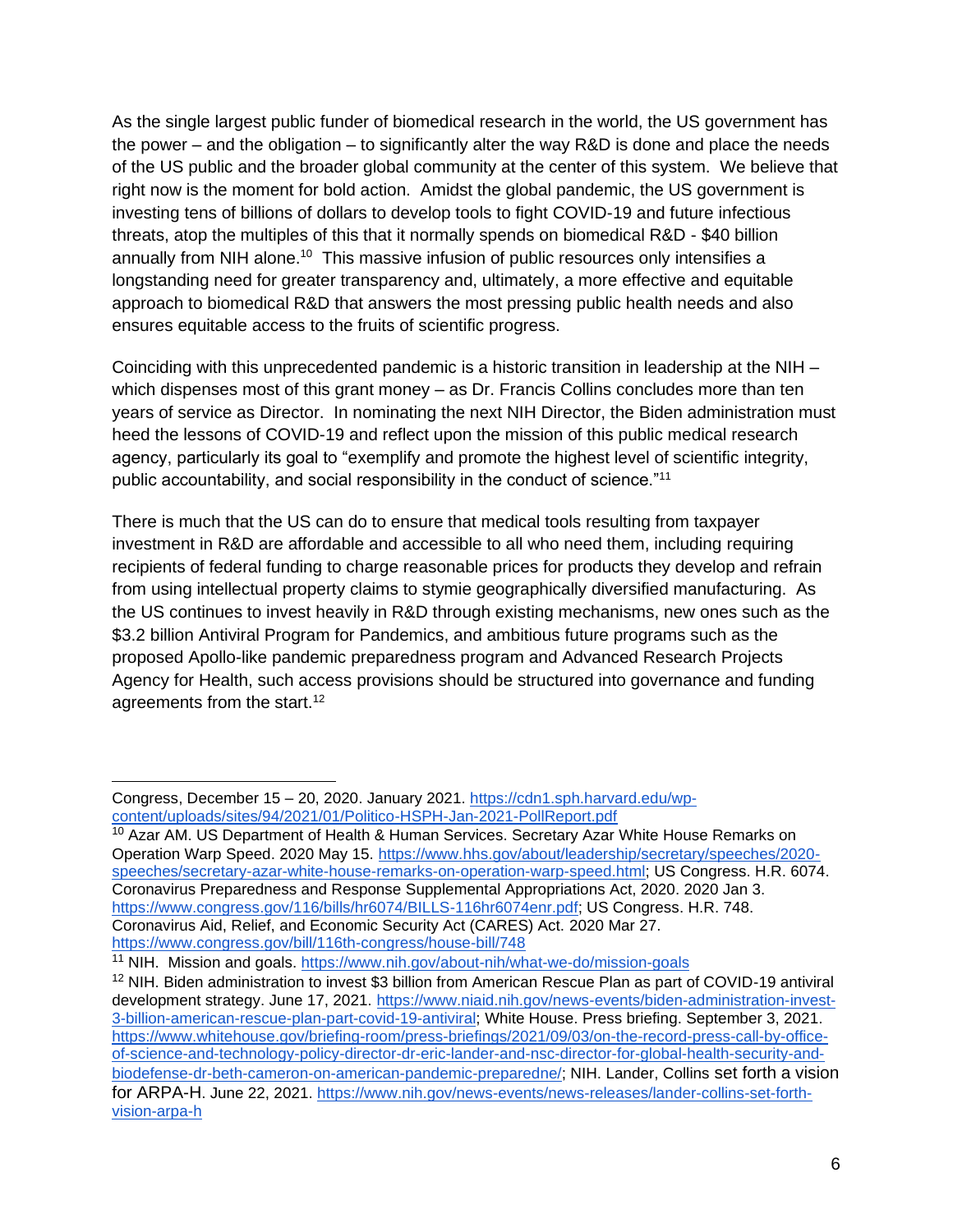As the single largest public funder of biomedical research in the world, the US government has the power – and the obligation – to significantly alter the way R&D is done and place the needs of the US public and the broader global community at the center of this system. We believe that right now is the moment for bold action. Amidst the global pandemic, the US government is investing tens of billions of dollars to develop tools to fight COVID-19 and future infectious threats, atop the multiples of this that it normally spends on biomedical R&D - $40 billion annually from NIH alone.[10] This massive infusion of public resources only intensifies a longstanding need for greater transparency and, ultimately, a more effective and equitable approach to biomedical R&D that answers the most pressing public health needs and also ensures equitable access to the fruits of scientific progress.

Coinciding with this unprecedented pandemic is a historic transition in leadership at the NIH – which dispenses most of this grant money – as Dr. Francis Collins concludes more than ten years of service as Director. In nominating the next NIH Director, the Biden administration must heed the lessons of COVID-19 and reflect upon the mission of this public medical research agency, particularly its goal to "exemplify and promote the highest level of scientific integrity, public accountability, and social responsibility in the conduct of science."[11]

There is much that the US can do to ensure that medical tools resulting from taxpayer investment in R&D are affordable and accessible to all who need them, including requiring recipients of federal funding to charge reasonable prices for products they develop and refrain from using intellectual property claims to stymie geographically diversified manufacturing. As the US continues to invest heavily in R&D through existing mechanisms, new ones such as the $3.2 billion Antiviral Program for Pandemics, and ambitious future programs such as the proposed Apollo-like pandemic preparedness program and Advanced Research Projects Agency for Health, such access provisions should be structured into governance and funding agreements from the start.[12]

---

Congress, December 15 – 20, 2020. January 2021. https://cdn1.sph.harvard.edu/wp-content/uploads/sites/94/2021/01/Politico-HSPH-Jan-2021-PollReport.pdf

[10] Azar AM. US Department of Health & Human Services. Secretary Azar White House Remarks on Operation Warp Speed. 2020 May 15. https://www.hhs.gov/about/leadership/secretary/speeches/2020-speeches/secretary-azar-white-house-remarks-on-operation-warp-speed.html; US Congress. H.R. 6074. Coronavirus Preparedness and Response Supplemental Appropriations Act, 2020. 2020 Jan 3. https://www.congress.gov/116/bills/hr6074/BILLS-116hr6074enr.pdf; US Congress. H.R. 748. Coronavirus Aid, Relief, and Economic Security Act (CARES) Act. 2020 Mar 27. https://www.congress.gov/bill/116th-congress/house-bill/748

[11] NIH. Mission and goals. https://www.nih.gov/about-nih/what-we-do/mission-goals

[12] NIH. Biden administration to invest $3 billion from American Rescue Plan as part of COVID-19 antiviral development strategy. June 17, 2021. https://www.niaid.nih.gov/news-events/biden-administration-invest-3-billion-american-rescue-plan-part-covid-19-antiviral; White House. Press briefing. September 3, 2021. https://www.whitehouse.gov/briefing-room/press-briefings/2021/09/03/on-the-record-press-call-by-office-of-science-and-technology-policy-director-dr-eric-lander-and-nsc-director-for-global-health-security-and-biodefense-dr-beth-cameron-on-american-pandemic-preparedne/; NIH. Lander, Collins set forth a vision for ARPA-H. June 22, 2021. https://www.nih.gov/news-events/news-releases/lander-collins-set-forth-vision-arpa-h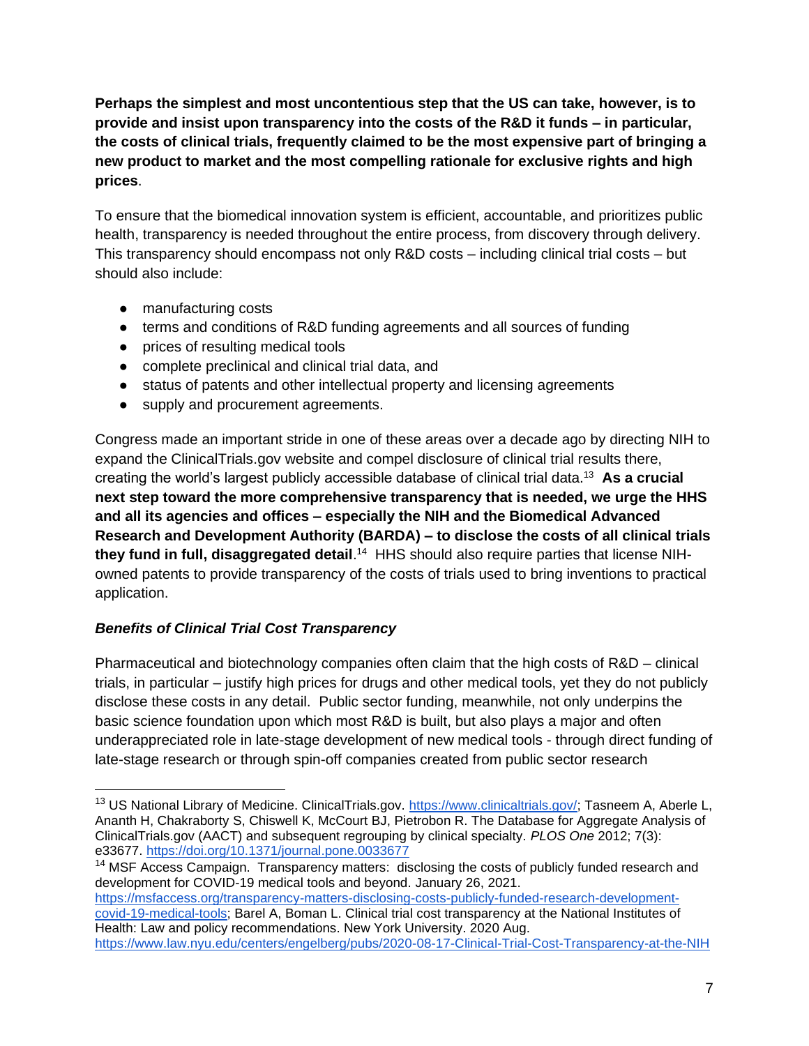**Perhaps the simplest and most uncontentious step that the US can take, however, is to provide and insist upon transparency into the costs of the R&D it funds – in particular, the costs of clinical trials, frequently claimed to be the most expensive part of bringing a new product to market and the most compelling rationale for exclusive rights and high prices**.

To ensure that the biomedical innovation system is efficient, accountable, and prioritizes public health, transparency is needed throughout the entire process, from discovery through delivery. This transparency should encompass not only R&D costs – including clinical trial costs – but should also include:

- manufacturing costs
- terms and conditions of R&D funding agreements and all sources of funding
- prices of resulting medical tools
- complete preclinical and clinical trial data, and
- status of patents and other intellectual property and licensing agreements
- supply and procurement agreements.

Congress made an important stride in one of these areas over a decade ago by directing NIH to expand the ClinicalTrials.gov website and compel disclosure of clinical trial results there, creating the world's largest publicly accessible database of clinical trial data.[13] **As a crucial next step toward the more comprehensive transparency that is needed, we urge the HHS and all its agencies and offices – especially the NIH and the Biomedical Advanced Research and Development Authority (BARDA) – to disclose the costs of all clinical trials they fund in full, disaggregated detail**.[14] HHS should also require parties that license NIH-owned patents to provide transparency of the costs of trials used to bring inventions to practical application.

### *Benefits of Clinical Trial Cost Transparency*

Pharmaceutical and biotechnology companies often claim that the high costs of R&D – clinical trials, in particular – justify high prices for drugs and other medical tools, yet they do not publicly disclose these costs in any detail. Public sector funding, meanwhile, not only underpins the basic science foundation upon which most R&D is built, but also plays a major and often underappreciated role in late-stage development of new medical tools - through direct funding of late-stage research or through spin-off companies created from public sector research

---

[13] US National Library of Medicine. ClinicalTrials.gov. https://www.clinicaltrials.gov/; Tasneem A, Aberle L, Ananth H, Chakraborty S, Chiswell K, McCourt BJ, Pietrobon R. The Database for Aggregate Analysis of ClinicalTrials.gov (AACT) and subsequent regrouping by clinical specialty. *PLOS One* 2012; 7(3): e33677. https://doi.org/10.1371/journal.pone.0033677

[14] MSF Access Campaign. Transparency matters: disclosing the costs of publicly funded research and development for COVID-19 medical tools and beyond. January 26, 2021. https://msfaccess.org/transparency-matters-disclosing-costs-publicly-funded-research-development-covid-19-medical-tools; Barel A, Boman L. Clinical trial cost transparency at the National Institutes of Health: Law and policy recommendations. New York University. 2020 Aug. https://www.law.nyu.edu/centers/engelberg/pubs/2020-08-17-Clinical-Trial-Cost-Transparency-at-the-NIH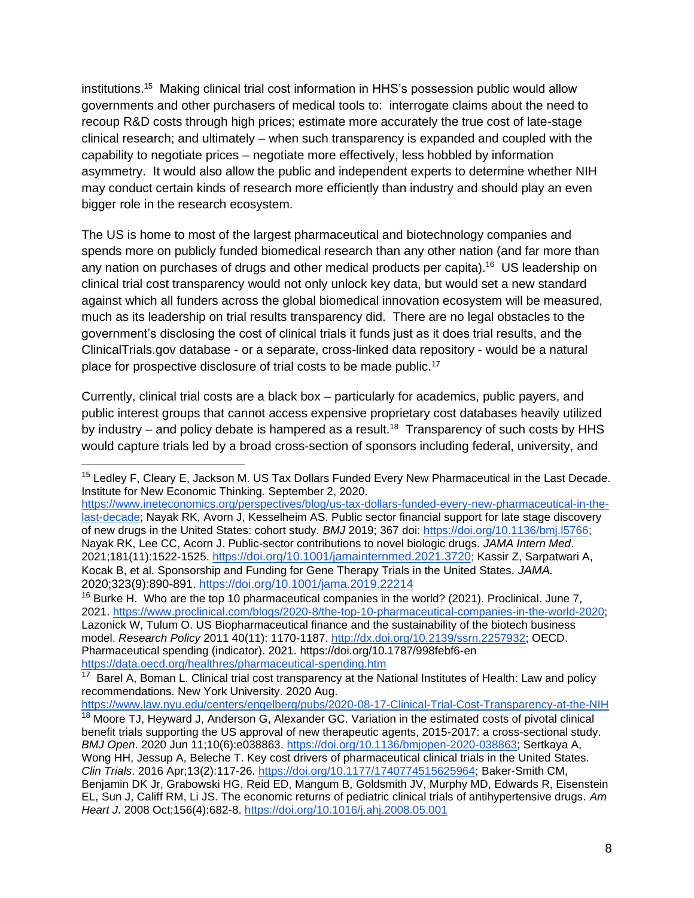institutions.[15] Making clinical trial cost information in HHS's possession public would allow governments and other purchasers of medical tools to: interrogate claims about the need to recoup R&D costs through high prices; estimate more accurately the true cost of late-stage clinical research; and ultimately – when such transparency is expanded and coupled with the capability to negotiate prices – negotiate more effectively, less hobbled by information asymmetry. It would also allow the public and independent experts to determine whether NIH may conduct certain kinds of research more efficiently than industry and should play an even bigger role in the research ecosystem.

The US is home to most of the largest pharmaceutical and biotechnology companies and spends more on publicly funded biomedical research than any other nation (and far more than any nation on purchases of drugs and other medical products per capita).[16] US leadership on clinical trial cost transparency would not only unlock key data, but would set a new standard against which all funders across the global biomedical innovation ecosystem will be measured, much as its leadership on trial results transparency did. There are no legal obstacles to the government's disclosing the cost of clinical trials it funds just as it does trial results, and the ClinicalTrials.gov database - or a separate, cross-linked data repository - would be a natural place for prospective disclosure of trial costs to be made public.[17]

Currently, clinical trial costs are a black box – particularly for academics, public payers, and public interest groups that cannot access expensive proprietary cost databases heavily utilized by industry – and policy debate is hampered as a result.[18] Transparency of such costs by HHS would capture trials led by a broad cross-section of sponsors including federal, university, and

---

[15] Ledley F, Cleary E, Jackson M. US Tax Dollars Funded Every New Pharmaceutical in the Last Decade. Institute for New Economic Thinking. September 2, 2020. https://www.ineteconomics.org/perspectives/blog/us-tax-dollars-funded-every-new-pharmaceutical-in-the-last-decade; Nayak RK, Avorn J, Kesselheim AS. Public sector financial support for late stage discovery of new drugs in the United States: cohort study. *BMJ* 2019; 367 doi: https://doi.org/10.1136/bmj.l5766; Nayak RK, Lee CC, Acorn J. Public-sector contributions to novel biologic drugs. *JAMA Intern Med*. 2021;181(11):1522-1525. https://doi.org/10.1001/jamainternmed.2021.3720; Kassir Z, Sarpatwari A, Kocak B, et al. Sponsorship and Funding for Gene Therapy Trials in the United States. *JAMA*. 2020;323(9):890-891. https://doi.org/10.1001/jama.2019.22214

[16] Burke H. Who are the top 10 pharmaceutical companies in the world? (2021). Proclinical. June 7, 2021. https://www.proclinical.com/blogs/2020-8/the-top-10-pharmaceutical-companies-in-the-world-2020; Lazonick W, Tulum O. US Biopharmaceutical finance and the sustainability of the biotech business model. *Research Policy* 2011 40(11): 1170-1187. http://dx.doi.org/10.2139/ssrn.2257932; OECD. Pharmaceutical spending (indicator). 2021. https://doi.org/10.1787/998febf6-en https://data.oecd.org/healthres/pharmaceutical-spending.htm

[17] Barel A, Boman L. Clinical trial cost transparency at the National Institutes of Health: Law and policy recommendations. New York University. 2020 Aug. https://www.law.nyu.edu/centers/engelberg/pubs/2020-08-17-Clinical-Trial-Cost-Transparency-at-the-NIH

[18] Moore TJ, Heyward J, Anderson G, Alexander GC. Variation in the estimated costs of pivotal clinical benefit trials supporting the US approval of new therapeutic agents, 2015-2017: a cross-sectional study. *BMJ Open*. 2020 Jun 11;10(6):e038863. https://doi.org/10.1136/bmjopen-2020-038863; Sertkaya A, Wong HH, Jessup A, Beleche T. Key cost drivers of pharmaceutical clinical trials in the United States. *Clin Trials*. 2016 Apr;13(2):117-26. https://doi.org/10.1177/1740774515625964; Baker-Smith CM, Benjamin DK Jr, Grabowski HG, Reid ED, Mangum B, Goldsmith JV, Murphy MD, Edwards R, Eisenstein EL, Sun J, Califf RM, Li JS. The economic returns of pediatric clinical trials of antihypertensive drugs. *Am Heart J*. 2008 Oct;156(4):682-8. https://doi.org/10.1016/j.ahj.2008.05.001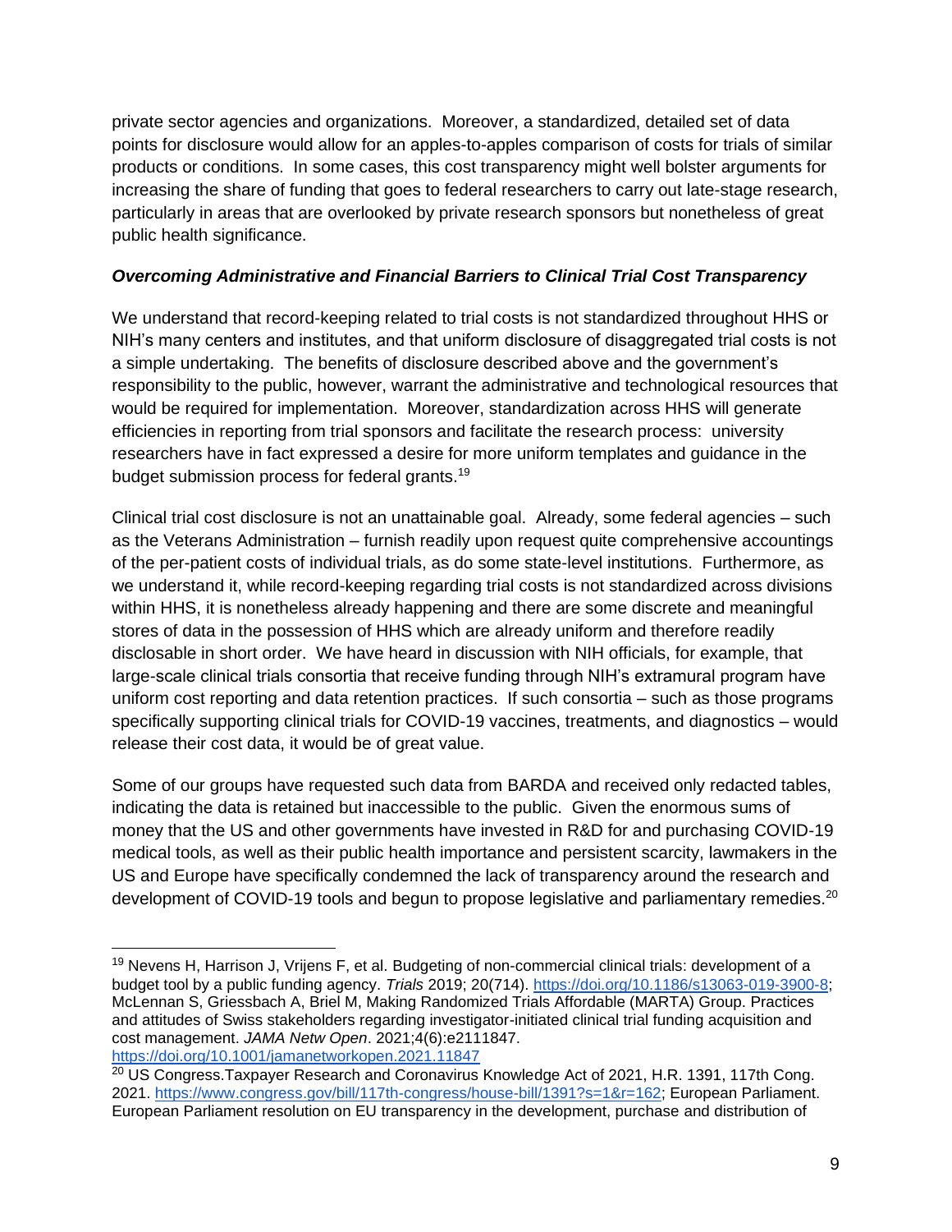private sector agencies and organizations. Moreover, a standardized, detailed set of data points for disclosure would allow for an apples-to-apples comparison of costs for trials of similar products or conditions. In some cases, this cost transparency might well bolster arguments for increasing the share of funding that goes to federal researchers to carry out late-stage research, particularly in areas that are overlooked by private research sponsors but nonetheless of great public health significance.

***Overcoming Administrative and Financial Barriers to Clinical Trial Cost Transparency***

We understand that record-keeping related to trial costs is not standardized throughout HHS or NIH's many centers and institutes, and that uniform disclosure of disaggregated trial costs is not a simple undertaking. The benefits of disclosure described above and the government's responsibility to the public, however, warrant the administrative and technological resources that would be required for implementation. Moreover, standardization across HHS will generate efficiencies in reporting from trial sponsors and facilitate the research process: university researchers have in fact expressed a desire for more uniform templates and guidance in the budget submission process for federal grants.[19]

Clinical trial cost disclosure is not an unattainable goal. Already, some federal agencies – such as the Veterans Administration – furnish readily upon request quite comprehensive accountings of the per-patient costs of individual trials, as do some state-level institutions. Furthermore, as we understand it, while record-keeping regarding trial costs is not standardized across divisions within HHS, it is nonetheless already happening and there are some discrete and meaningful stores of data in the possession of HHS which are already uniform and therefore readily disclosable in short order. We have heard in discussion with NIH officials, for example, that large-scale clinical trials consortia that receive funding through NIH's extramural program have uniform cost reporting and data retention practices. If such consortia – such as those programs specifically supporting clinical trials for COVID-19 vaccines, treatments, and diagnostics – would release their cost data, it would be of great value.

Some of our groups have requested such data from BARDA and received only redacted tables, indicating the data is retained but inaccessible to the public. Given the enormous sums of money that the US and other governments have invested in R&D for and purchasing COVID-19 medical tools, as well as their public health importance and persistent scarcity, lawmakers in the US and Europe have specifically condemned the lack of transparency around the research and development of COVID-19 tools and begun to propose legislative and parliamentary remedies.[20]

---

[19] Nevens H, Harrison J, Vrijens F, et al. Budgeting of non-commercial clinical trials: development of a budget tool by a public funding agency. *Trials* 2019; 20(714). https://doi.org/10.1186/s13063-019-3900-8; McLennan S, Griessbach A, Briel M, Making Randomized Trials Affordable (MARTA) Group. Practices and attitudes of Swiss stakeholders regarding investigator-initiated clinical trial funding acquisition and cost management. *JAMA Netw Open*. 2021;4(6):e2111847. https://doi.org/10.1001/jamanetworkopen.2021.11847

[20] US Congress.Taxpayer Research and Coronavirus Knowledge Act of 2021, H.R. 1391, 117th Cong. 2021. https://www.congress.gov/bill/117th-congress/house-bill/1391?s=1&r=162; European Parliament. European Parliament resolution on EU transparency in the development, purchase and distribution of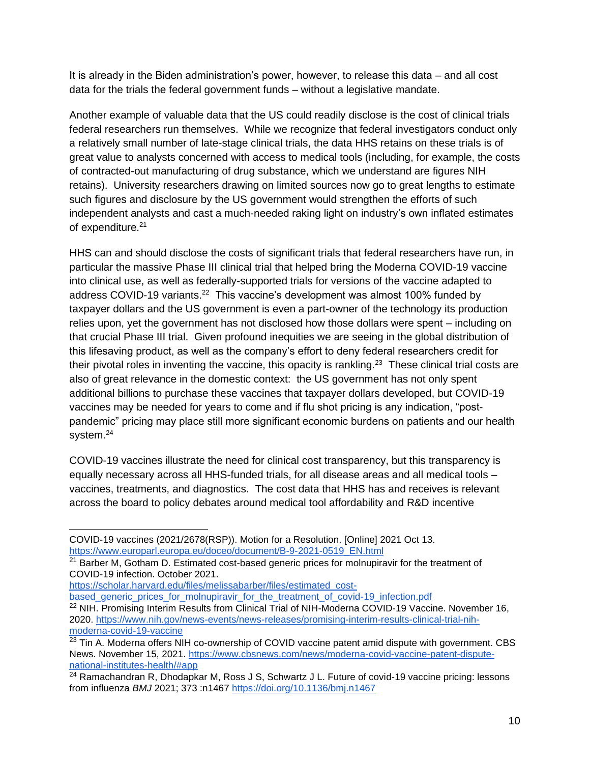It is already in the Biden administration's power, however, to release this data – and all cost data for the trials the federal government funds – without a legislative mandate.

Another example of valuable data that the US could readily disclose is the cost of clinical trials federal researchers run themselves. While we recognize that federal investigators conduct only a relatively small number of late-stage clinical trials, the data HHS retains on these trials is of great value to analysts concerned with access to medical tools (including, for example, the costs of contracted-out manufacturing of drug substance, which we understand are figures NIH retains). University researchers drawing on limited sources now go to great lengths to estimate such figures and disclosure by the US government would strengthen the efforts of such independent analysts and cast a much-needed raking light on industry's own inflated estimates of expenditure.[21]

HHS can and should disclose the costs of significant trials that federal researchers have run, in particular the massive Phase III clinical trial that helped bring the Moderna COVID-19 vaccine into clinical use, as well as federally-supported trials for versions of the vaccine adapted to address COVID-19 variants.[22] This vaccine's development was almost 100% funded by taxpayer dollars and the US government is even a part-owner of the technology its production relies upon, yet the government has not disclosed how those dollars were spent – including on that crucial Phase III trial. Given profound inequities we are seeing in the global distribution of this lifesaving product, as well as the company's effort to deny federal researchers credit for their pivotal roles in inventing the vaccine, this opacity is rankling.[23] These clinical trial costs are also of great relevance in the domestic context: the US government has not only spent additional billions to purchase these vaccines that taxpayer dollars developed, but COVID-19 vaccines may be needed for years to come and if flu shot pricing is any indication, "post-pandemic" pricing may place still more significant economic burdens on patients and our health system.[24]

COVID-19 vaccines illustrate the need for clinical cost transparency, but this transparency is equally necessary across all HHS-funded trials, for all disease areas and all medical tools – vaccines, treatments, and diagnostics. The cost data that HHS has and receives is relevant across the board to policy debates around medical tool affordability and R&D incentive

---

COVID-19 vaccines (2021/2678(RSP)). Motion for a Resolution. [Online] 2021 Oct 13. https://www.europarl.europa.eu/doceo/document/B-9-2021-0519_EN.html

[21] Barber M, Gotham D. Estimated cost-based generic prices for molnupiravir for the treatment of COVID-19 infection. October 2021. https://scholar.harvard.edu/files/melissabarber/files/estimated_cost-based_generic_prices_for_molnupiravir_for_the_treatment_of_covid-19_infection.pdf

[22] NIH. Promising Interim Results from Clinical Trial of NIH-Moderna COVID-19 Vaccine. November 16, 2020. https://www.nih.gov/news-events/news-releases/promising-interim-results-clinical-trial-nih-moderna-covid-19-vaccine

[23] Tin A. Moderna offers NIH co-ownership of COVID vaccine patent amid dispute with government. CBS News. November 15, 2021. https://www.cbsnews.com/news/moderna-covid-vaccine-patent-dispute-national-institutes-health/#app

[24] Ramachandran R, Dhodapkar M, Ross J S, Schwartz J L. Future of covid-19 vaccine pricing: lessons from influenza *BMJ* 2021; 373 :n1467 https://doi.org/10.1136/bmj.n1467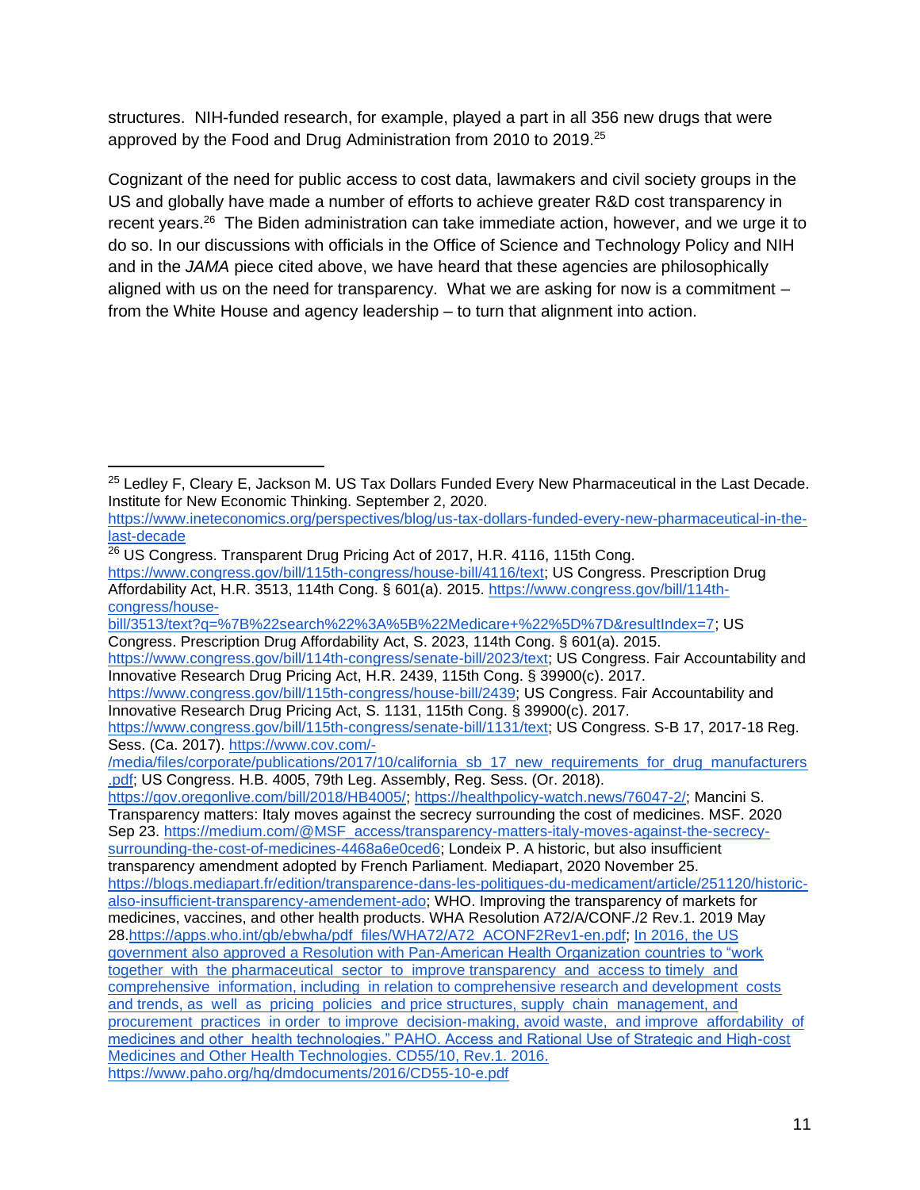structures. NIH-funded research, for example, played a part in all 356 new drugs that were approved by the Food and Drug Administration from 2010 to 2019.[25]

Cognizant of the need for public access to cost data, lawmakers and civil society groups in the US and globally have made a number of efforts to achieve greater R&D cost transparency in recent years.[26] The Biden administration can take immediate action, however, and we urge it to do so. In our discussions with officials in the Office of Science and Technology Policy and NIH and in the *JAMA* piece cited above, we have heard that these agencies are philosophically aligned with us on the need for transparency. What we are asking for now is a commitment – from the White House and agency leadership – to turn that alignment into action.

---

[25] Ledley F, Cleary E, Jackson M. US Tax Dollars Funded Every New Pharmaceutical in the Last Decade. Institute for New Economic Thinking. September 2, 2020. https://www.ineteconomics.org/perspectives/blog/us-tax-dollars-funded-every-new-pharmaceutical-in-the-last-decade

[26] US Congress. Transparent Drug Pricing Act of 2017, H.R. 4116, 115th Cong. https://www.congress.gov/bill/115th-congress/house-bill/4116/text; US Congress. Prescription Drug Affordability Act, H.R. 3513, 114th Cong. § 601(a). 2015. https://www.congress.gov/bill/114th-congress/house-bill/3513/text?q=%7B%22search%22%3A%5B%22Medicare+%22%5D%7D&resultIndex=7; US Congress. Prescription Drug Affordability Act, S. 2023, 114th Cong. § 601(a). 2015. https://www.congress.gov/bill/114th-congress/senate-bill/2023/text; US Congress. Fair Accountability and Innovative Research Drug Pricing Act, H.R. 2439, 115th Cong. § 39900(c). 2017. https://www.congress.gov/bill/115th-congress/house-bill/2439; US Congress. Fair Accountability and Innovative Research Drug Pricing Act, S. 1131, 115th Cong. § 39900(c). 2017. https://www.congress.gov/bill/115th-congress/senate-bill/1131/text; US Congress. S-B 17, 2017-18 Reg. Sess. (Ca. 2017). https://www.cov.com/-/media/files/corporate/publications/2017/10/california_sb_17_new_requirements_for_drug_manufacturers.pdf; US Congress. H.B. 4005, 79th Leg. Assembly, Reg. Sess. (Or. 2018). https://gov.oregonlive.com/bill/2018/HB4005/; https://healthpolicy-watch.news/76047-2/; Mancini S. Transparency matters: Italy moves against the secrecy surrounding the cost of medicines. MSF. 2020 Sep 23. https://medium.com/@MSF_access/transparency-matters-italy-moves-against-the-secrecy-surrounding-the-cost-of-medicines-4468a6e0ced6; Londeix P. A historic, but also insufficient transparency amendment adopted by French Parliament. Mediapart, 2020 November 25. https://blogs.mediapart.fr/edition/transparence-dans-les-politiques-du-medicament/article/251120/historic-also-insufficient-transparency-amendement-ado; WHO. Improving the transparency of markets for medicines, vaccines, and other health products. WHA Resolution A72/A/CONF./2 Rev.1. 2019 May 28.https://apps.who.int/gb/ebwha/pdf_files/WHA72/A72_ACONF2Rev1-en.pdf; In 2016, the US government also approved a Resolution with Pan-American Health Organization countries to "work together with the pharmaceutical sector to improve transparency and access to timely and comprehensive information, including in relation to comprehensive research and development costs and trends, as well as pricing policies and price structures, supply chain management, and procurement practices in order to improve decision-making, avoid waste, and improve affordability of medicines and other health technologies." PAHO. Access and Rational Use of Strategic and High-cost Medicines and Other Health Technologies. CD55/10, Rev.1. 2016. https://www.paho.org/hq/dmdocuments/2016/CD55-10-e.pdf